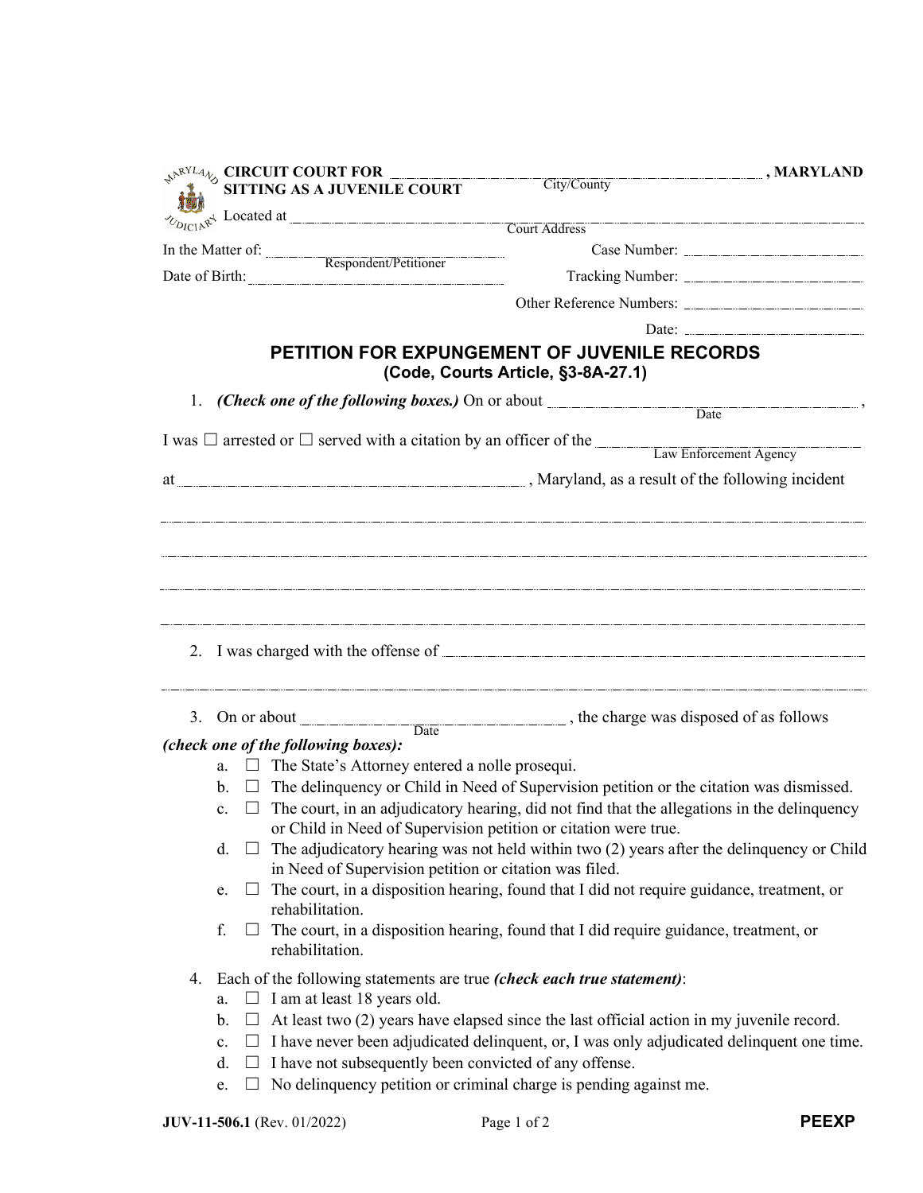**CIRCUIT COURT FOR** ______________________ **, MARYLAND**
City/County
**SITTING AS A JUVENILE COURT**

Located at ______________________________________________
Court Address

In the Matter of: ______________________ Case Number: ______________________
Respondent/Petitioner

Date of Birth: ______________________ Tracking Number: ______________________

Other Reference Numbers: ______________________

Date: ______________________

## PETITION FOR EXPUNGEMENT OF JUVENILE RECORDS
### (Code, Courts Article, §3-8A-27.1)

1. ***(Check one of the following boxes.)*** On or about ______________________ ,
Date

I was ☐ arrested or ☐ served with a citation by an officer of the ______________________
Law Enforcement Agency

at ______________________ , Maryland, as a result of the following incident

_____________________________________________________________________________

_____________________________________________________________________________

_____________________________________________________________________________

_____________________________________________________________________________

2. I was charged with the offense of ______________________________________________

_____________________________________________________________________________

3. On or about ______________________ , the charge was disposed of as follows
Date

***(check one of the following boxes):***

a. ☐ The State's Attorney entered a nolle prosequi.
b. ☐ The delinquency or Child in Need of Supervision petition or the citation was dismissed.
c. ☐ The court, in an adjudicatory hearing, did not find that the allegations in the delinquency or Child in Need of Supervision petition or citation were true.
d. ☐ The adjudicatory hearing was not held within two (2) years after the delinquency or Child in Need of Supervision petition or citation was filed.
e. ☐ The court, in a disposition hearing, found that I did not require guidance, treatment, or rehabilitation.
f. ☐ The court, in a disposition hearing, found that I did require guidance, treatment, or rehabilitation.

4. Each of the following statements are true ***(check each true statement)***:
a. ☐ I am at least 18 years old.
b. ☐ At least two (2) years have elapsed since the last official action in my juvenile record.
c. ☐ I have never been adjudicated delinquent, or, I was only adjudicated delinquent one time.
d. ☐ I have not subsequently been convicted of any offense.
e. ☐ No delinquency petition or criminal charge is pending against me.

**JUV-11-506.1** (Rev. 01/2022) **PEEXP**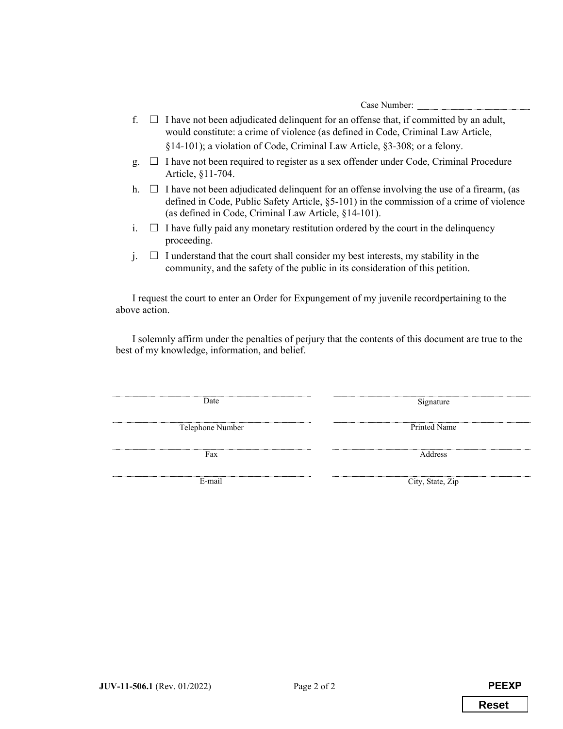Case Number: \_\_\_\_\_\_\_\_\_\_\_\_\_\_\_\_\_\_\_\_

f. ☐ I have not been adjudicated delinquent for an offense that, if committed by an adult, would constitute: a crime of violence (as defined in Code, Criminal Law Article, §14-101); a violation of Code, Criminal Law Article, §3-308; or a felony.

g. ☐ I have not been required to register as a sex offender under Code, Criminal Procedure Article, §11-704.

h. ☐ I have not been adjudicated delinquent for an offense involving the use of a firearm, (as defined in Code, Public Safety Article, §5-101) in the commission of a crime of violence (as defined in Code, Criminal Law Article, §14-101).

i. ☐ I have fully paid any monetary restitution ordered by the court in the delinquency proceeding.

j. ☐ I understand that the court shall consider my best interests, my stability in the community, and the safety of the public in its consideration of this petition.

I request the court to enter an Order for Expungement of my juvenile recordpertaining to the above action.

I solemnly affirm under the penalties of perjury that the contents of this document are true to the best of my knowledge, information, and belief.

| | |
|---|---|
| Date | Signature |
| Telephone Number | Printed Name |
| Fax | Address |
| E-mail | City, State, Zip |

JUV-11-506.1 (Rev. 01/2022) PEEXP

Reset